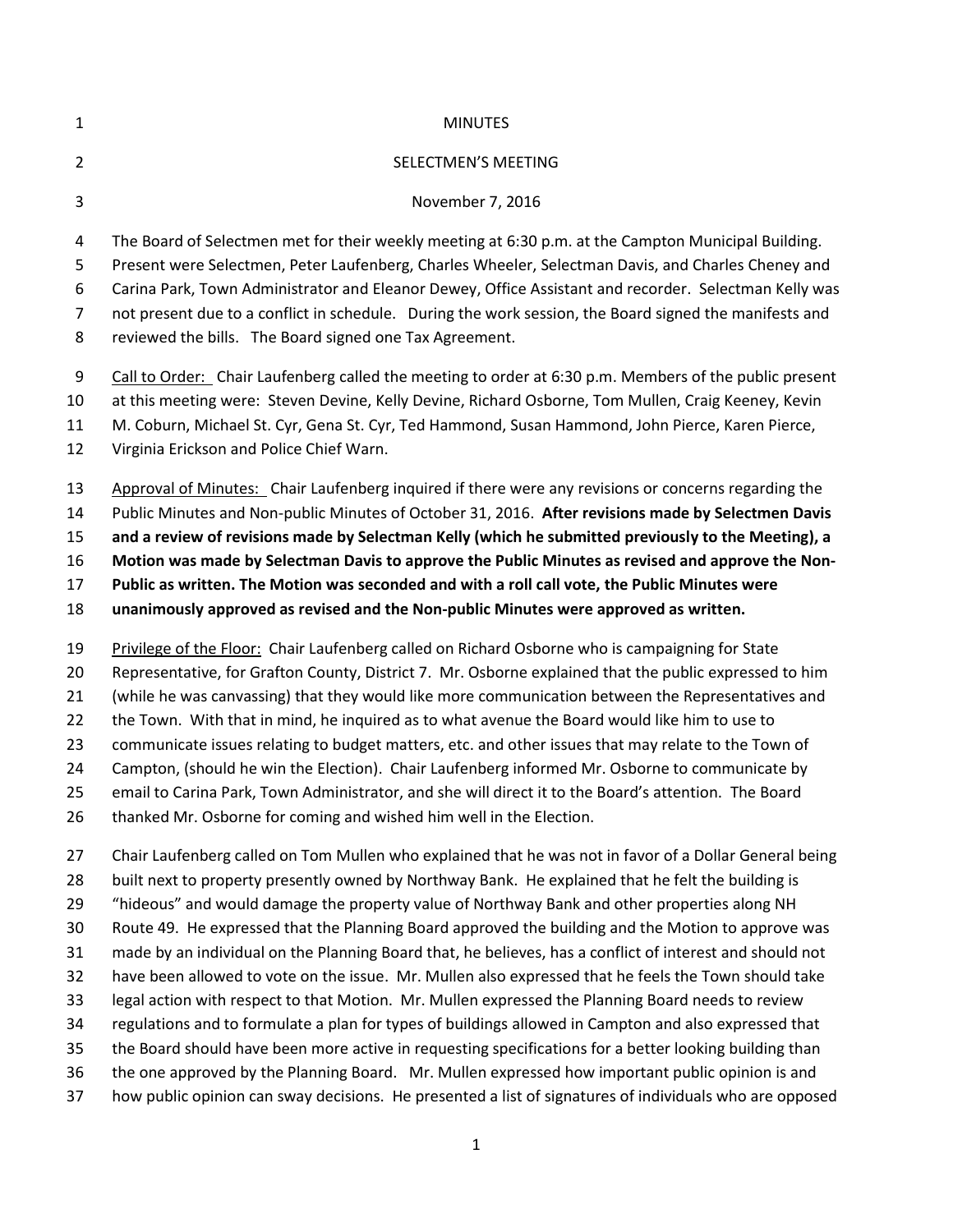MINUTES

SELECTMEN'S MEETING

November 7, 2016

The Board of Selectmen met for their weekly meeting at 6:30 p.m. at the Campton Municipal Building. Present were Selectmen, Peter Laufenberg, Charles Wheeler, Selectman Davis, and Charles Cheney and Carina Park, Town Administrator and Eleanor Dewey, Office Assistant and recorder. Selectman Kelly was not present due to a conflict in schedule. During the work session, the Board signed the manifests and reviewed the bills. The Board signed one Tax Agreement.

Call to Order: Chair Laufenberg called the meeting to order at 6:30 p.m. Members of the public present at this meeting were: Steven Devine, Kelly Devine, Richard Osborne, Tom Mullen, Craig Keeney, Kevin M. Coburn, Michael St. Cyr, Gena St. Cyr, Ted Hammond, Susan Hammond, John Pierce, Karen Pierce, Virginia Erickson and Police Chief Warn.

Approval of Minutes: Chair Laufenberg inquired if there were any revisions or concerns regarding the Public Minutes and Non-public Minutes of October 31, 2016. **After revisions made by Selectmen Davis and a review of revisions made by Selectman Kelly (which he submitted previously to the Meeting), a Motion was made by Selectman Davis to approve the Public Minutes as revised and approve the Non-Public as written. The Motion was seconded and with a roll call vote, the Public Minutes were unanimously approved as revised and the Non-public Minutes were approved as written.**

Privilege of the Floor: Chair Laufenberg called on Richard Osborne who is campaigning for State Representative, for Grafton County, District 7. Mr. Osborne explained that the public expressed to him (while he was canvassing) that they would like more communication between the Representatives and the Town. With that in mind, he inquired as to what avenue the Board would like him to use to communicate issues relating to budget matters, etc. and other issues that may relate to the Town of Campton, (should he win the Election). Chair Laufenberg informed Mr. Osborne to communicate by email to Carina Park, Town Administrator, and she will direct it to the Board's attention. The Board thanked Mr. Osborne for coming and wished him well in the Election.

Chair Laufenberg called on Tom Mullen who explained that he was not in favor of a Dollar General being built next to property presently owned by Northway Bank. He explained that he felt the building is "hideous" and would damage the property value of Northway Bank and other properties along NH Route 49. He expressed that the Planning Board approved the building and the Motion to approve was made by an individual on the Planning Board that, he believes, has a conflict of interest and should not have been allowed to vote on the issue. Mr. Mullen also expressed that he feels the Town should take legal action with respect to that Motion. Mr. Mullen expressed the Planning Board needs to review regulations and to formulate a plan for types of buildings allowed in Campton and also expressed that the Board should have been more active in requesting specifications for a better looking building than the one approved by the Planning Board. Mr. Mullen expressed how important public opinion is and how public opinion can sway decisions. He presented a list of signatures of individuals who are opposed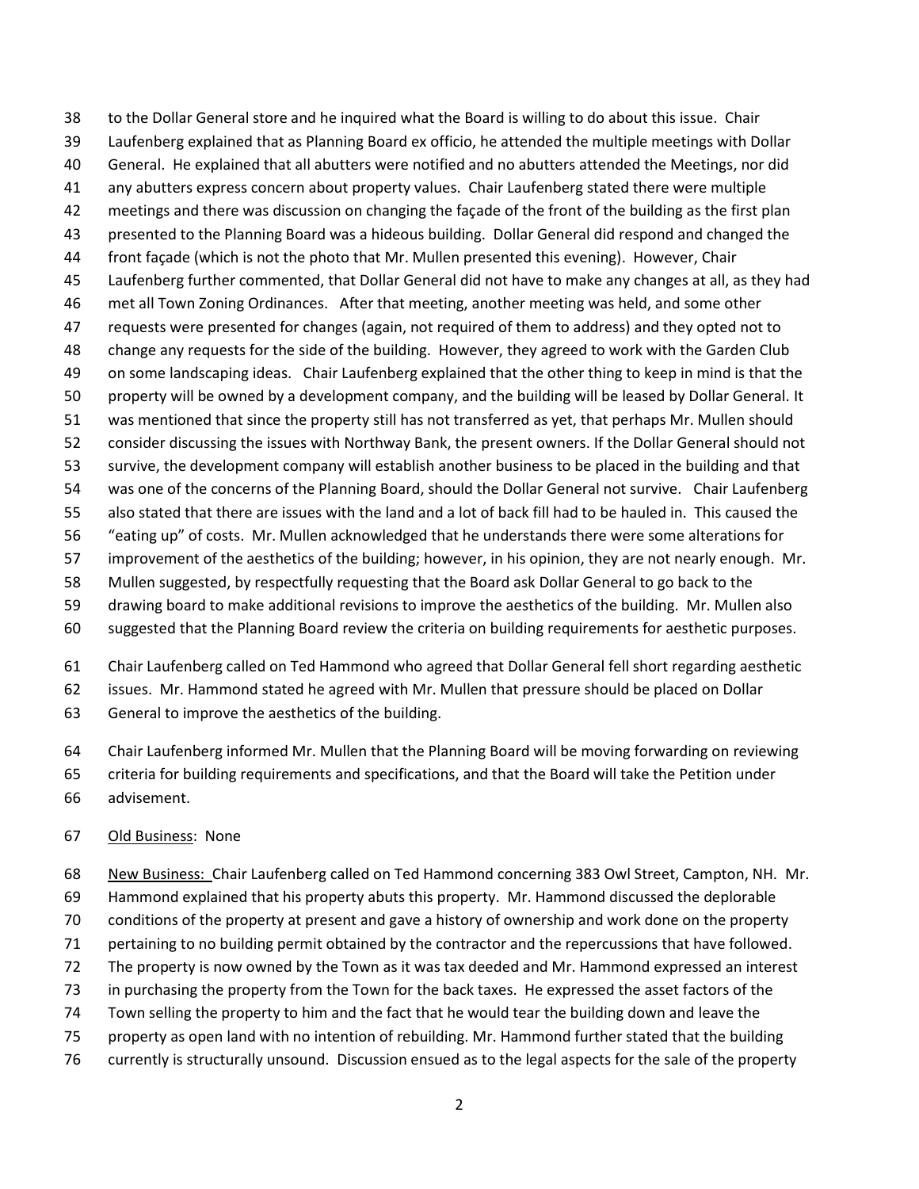to the Dollar General store and he inquired what the Board is willing to do about this issue. Chair Laufenberg explained that as Planning Board ex officio, he attended the multiple meetings with Dollar General. He explained that all abutters were notified and no abutters attended the Meetings, nor did any abutters express concern about property values. Chair Laufenberg stated there were multiple meetings and there was discussion on changing the façade of the front of the building as the first plan presented to the Planning Board was a hideous building. Dollar General did respond and changed the front façade (which is not the photo that Mr. Mullen presented this evening). However, Chair Laufenberg further commented, that Dollar General did not have to make any changes at all, as they had met all Town Zoning Ordinances. After that meeting, another meeting was held, and some other requests were presented for changes (again, not required of them to address) and they opted not to change any requests for the side of the building. However, they agreed to work with the Garden Club on some landscaping ideas. Chair Laufenberg explained that the other thing to keep in mind is that the property will be owned by a development company, and the building will be leased by Dollar General. It was mentioned that since the property still has not transferred as yet, that perhaps Mr. Mullen should consider discussing the issues with Northway Bank, the present owners. If the Dollar General should not survive, the development company will establish another business to be placed in the building and that was one of the concerns of the Planning Board, should the Dollar General not survive. Chair Laufenberg also stated that there are issues with the land and a lot of back fill had to be hauled in. This caused the "eating up" of costs. Mr. Mullen acknowledged that he understands there were some alterations for improvement of the aesthetics of the building; however, in his opinion, they are not nearly enough. Mr. Mullen suggested, by respectfully requesting that the Board ask Dollar General to go back to the drawing board to make additional revisions to improve the aesthetics of the building. Mr. Mullen also suggested that the Planning Board review the criteria on building requirements for aesthetic purposes.

Chair Laufenberg called on Ted Hammond who agreed that Dollar General fell short regarding aesthetic issues. Mr. Hammond stated he agreed with Mr. Mullen that pressure should be placed on Dollar General to improve the aesthetics of the building.

Chair Laufenberg informed Mr. Mullen that the Planning Board will be moving forwarding on reviewing criteria for building requirements and specifications, and that the Board will take the Petition under advisement.

Old Business: None

New Business: Chair Laufenberg called on Ted Hammond concerning 383 Owl Street, Campton, NH. Mr. Hammond explained that his property abuts this property. Mr. Hammond discussed the deplorable conditions of the property at present and gave a history of ownership and work done on the property pertaining to no building permit obtained by the contractor and the repercussions that have followed. The property is now owned by the Town as it was tax deeded and Mr. Hammond expressed an interest in purchasing the property from the Town for the back taxes. He expressed the asset factors of the Town selling the property to him and the fact that he would tear the building down and leave the property as open land with no intention of rebuilding. Mr. Hammond further stated that the building currently is structurally unsound. Discussion ensued as to the legal aspects for the sale of the property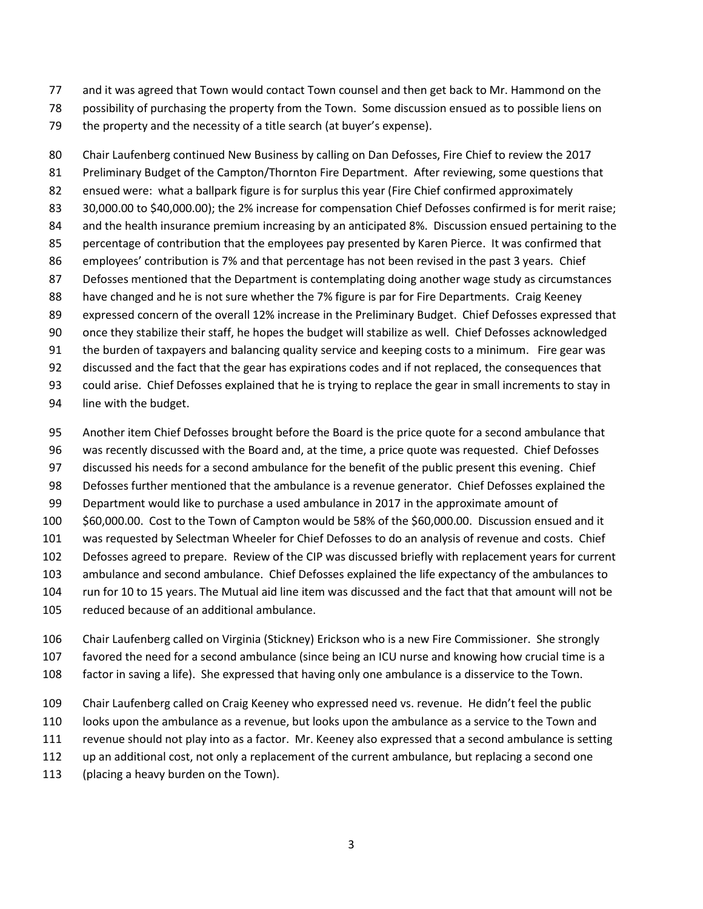and it was agreed that Town would contact Town counsel and then get back to Mr. Hammond on the possibility of purchasing the property from the Town. Some discussion ensued as to possible liens on the property and the necessity of a title search (at buyer's expense).

Chair Laufenberg continued New Business by calling on Dan Defosses, Fire Chief to review the 2017 Preliminary Budget of the Campton/Thornton Fire Department. After reviewing, some questions that ensued were: what a ballpark figure is for surplus this year (Fire Chief confirmed approximately 30,000.00 to $40,000.00); the 2% increase for compensation Chief Defosses confirmed is for merit raise; and the health insurance premium increasing by an anticipated 8%. Discussion ensued pertaining to the percentage of contribution that the employees pay presented by Karen Pierce. It was confirmed that employees' contribution is 7% and that percentage has not been revised in the past 3 years. Chief Defosses mentioned that the Department is contemplating doing another wage study as circumstances have changed and he is not sure whether the 7% figure is par for Fire Departments. Craig Keeney expressed concern of the overall 12% increase in the Preliminary Budget. Chief Defosses expressed that once they stabilize their staff, he hopes the budget will stabilize as well. Chief Defosses acknowledged the burden of taxpayers and balancing quality service and keeping costs to a minimum. Fire gear was discussed and the fact that the gear has expirations codes and if not replaced, the consequences that could arise. Chief Defosses explained that he is trying to replace the gear in small increments to stay in line with the budget.

Another item Chief Defosses brought before the Board is the price quote for a second ambulance that was recently discussed with the Board and, at the time, a price quote was requested. Chief Defosses discussed his needs for a second ambulance for the benefit of the public present this evening. Chief Defosses further mentioned that the ambulance is a revenue generator. Chief Defosses explained the Department would like to purchase a used ambulance in 2017 in the approximate amount of $60,000.00. Cost to the Town of Campton would be 58% of the $60,000.00. Discussion ensued and it was requested by Selectman Wheeler for Chief Defosses to do an analysis of revenue and costs. Chief Defosses agreed to prepare. Review of the CIP was discussed briefly with replacement years for current ambulance and second ambulance. Chief Defosses explained the life expectancy of the ambulances to run for 10 to 15 years. The Mutual aid line item was discussed and the fact that that amount will not be reduced because of an additional ambulance.

Chair Laufenberg called on Virginia (Stickney) Erickson who is a new Fire Commissioner. She strongly favored the need for a second ambulance (since being an ICU nurse and knowing how crucial time is a factor in saving a life). She expressed that having only one ambulance is a disservice to the Town.

Chair Laufenberg called on Craig Keeney who expressed need vs. revenue. He didn't feel the public looks upon the ambulance as a revenue, but looks upon the ambulance as a service to the Town and revenue should not play into as a factor. Mr. Keeney also expressed that a second ambulance is setting up an additional cost, not only a replacement of the current ambulance, but replacing a second one (placing a heavy burden on the Town).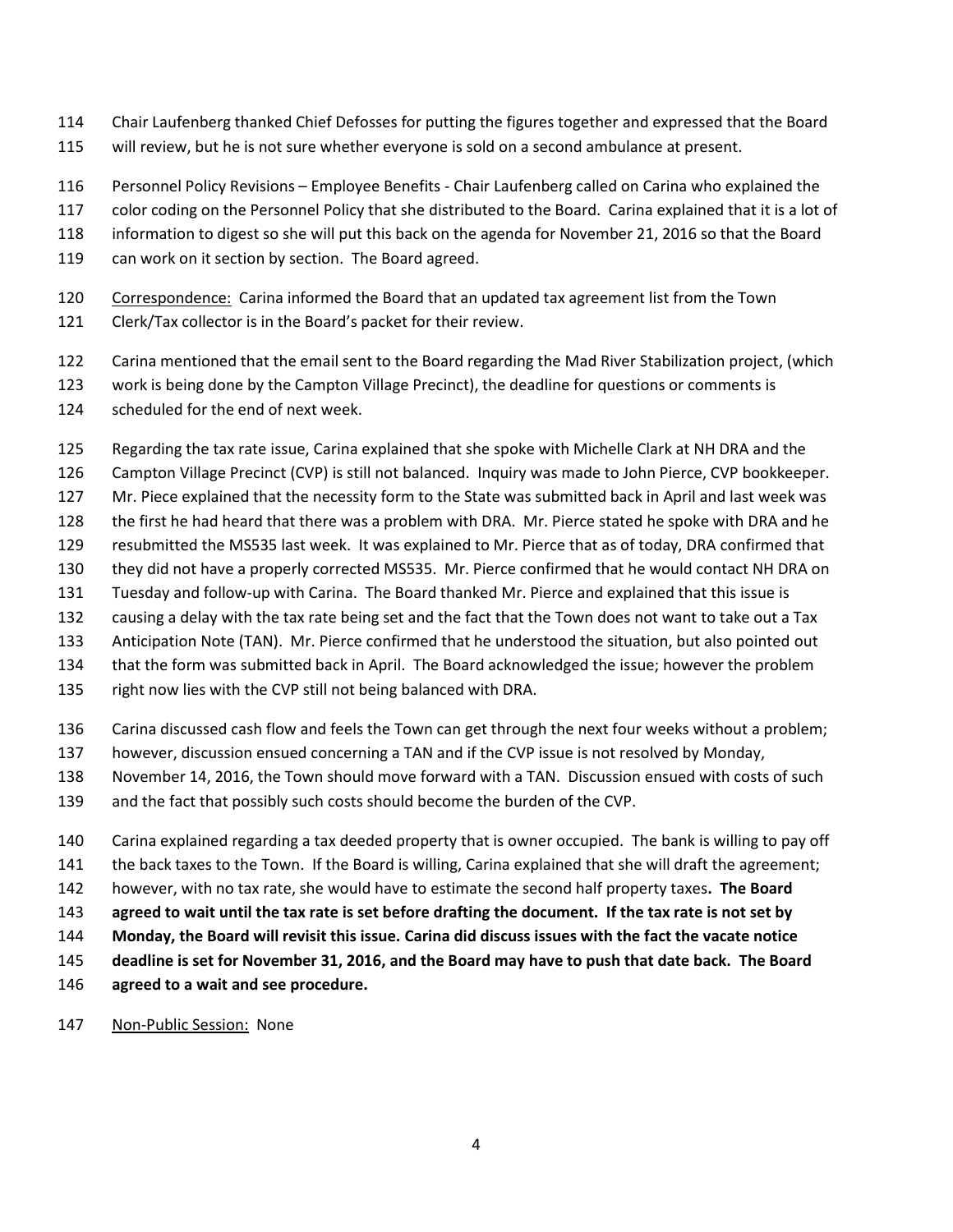Chair Laufenberg thanked Chief Defosses for putting the figures together and expressed that the Board will review, but he is not sure whether everyone is sold on a second ambulance at present.

Personnel Policy Revisions – Employee Benefits - Chair Laufenberg called on Carina who explained the color coding on the Personnel Policy that she distributed to the Board. Carina explained that it is a lot of information to digest so she will put this back on the agenda for November 21, 2016 so that the Board can work on it section by section. The Board agreed.

Correspondence: Carina informed the Board that an updated tax agreement list from the Town Clerk/Tax collector is in the Board's packet for their review.

Carina mentioned that the email sent to the Board regarding the Mad River Stabilization project, (which work is being done by the Campton Village Precinct), the deadline for questions or comments is scheduled for the end of next week.

Regarding the tax rate issue, Carina explained that she spoke with Michelle Clark at NH DRA and the Campton Village Precinct (CVP) is still not balanced. Inquiry was made to John Pierce, CVP bookkeeper. Mr. Piece explained that the necessity form to the State was submitted back in April and last week was the first he had heard that there was a problem with DRA. Mr. Pierce stated he spoke with DRA and he resubmitted the MS535 last week. It was explained to Mr. Pierce that as of today, DRA confirmed that they did not have a properly corrected MS535. Mr. Pierce confirmed that he would contact NH DRA on Tuesday and follow-up with Carina. The Board thanked Mr. Pierce and explained that this issue is causing a delay with the tax rate being set and the fact that the Town does not want to take out a Tax Anticipation Note (TAN). Mr. Pierce confirmed that he understood the situation, but also pointed out that the form was submitted back in April. The Board acknowledged the issue; however the problem right now lies with the CVP still not being balanced with DRA.

Carina discussed cash flow and feels the Town can get through the next four weeks without a problem; however, discussion ensued concerning a TAN and if the CVP issue is not resolved by Monday, November 14, 2016, the Town should move forward with a TAN. Discussion ensued with costs of such and the fact that possibly such costs should become the burden of the CVP.

Carina explained regarding a tax deeded property that is owner occupied. The bank is willing to pay off the back taxes to the Town. If the Board is willing, Carina explained that she will draft the agreement; however, with no tax rate, she would have to estimate the second half property taxes**. The Board agreed to wait until the tax rate is set before drafting the document. If the tax rate is not set by Monday, the Board will revisit this issue. Carina did discuss issues with the fact the vacate notice deadline is set for November 31, 2016, and the Board may have to push that date back. The Board agreed to a wait and see procedure.**

Non-Public Session: None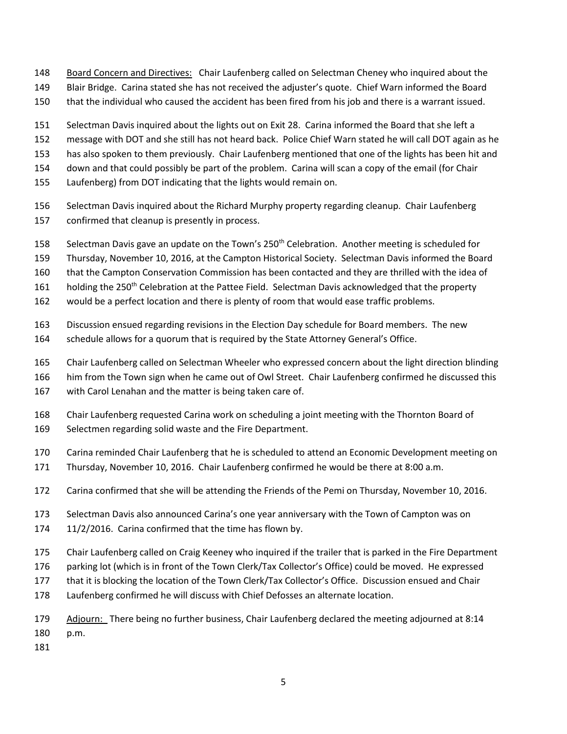Board Concern and Directives: Chair Laufenberg called on Selectman Cheney who inquired about the Blair Bridge. Carina stated she has not received the adjuster's quote. Chief Warn informed the Board that the individual who caused the accident has been fired from his job and there is a warrant issued.

Selectman Davis inquired about the lights out on Exit 28. Carina informed the Board that she left a message with DOT and she still has not heard back. Police Chief Warn stated he will call DOT again as he has also spoken to them previously. Chair Laufenberg mentioned that one of the lights has been hit and down and that could possibly be part of the problem. Carina will scan a copy of the email (for Chair Laufenberg) from DOT indicating that the lights would remain on.

Selectman Davis inquired about the Richard Murphy property regarding cleanup. Chair Laufenberg confirmed that cleanup is presently in process.

Selectman Davis gave an update on the Town's 250th Celebration. Another meeting is scheduled for Thursday, November 10, 2016, at the Campton Historical Society. Selectman Davis informed the Board that the Campton Conservation Commission has been contacted and they are thrilled with the idea of holding the 250th Celebration at the Pattee Field. Selectman Davis acknowledged that the property would be a perfect location and there is plenty of room that would ease traffic problems.

Discussion ensued regarding revisions in the Election Day schedule for Board members. The new schedule allows for a quorum that is required by the State Attorney General's Office.

Chair Laufenberg called on Selectman Wheeler who expressed concern about the light direction blinding him from the Town sign when he came out of Owl Street. Chair Laufenberg confirmed he discussed this with Carol Lenahan and the matter is being taken care of.

Chair Laufenberg requested Carina work on scheduling a joint meeting with the Thornton Board of Selectmen regarding solid waste and the Fire Department.

Carina reminded Chair Laufenberg that he is scheduled to attend an Economic Development meeting on Thursday, November 10, 2016. Chair Laufenberg confirmed he would be there at 8:00 a.m.

Carina confirmed that she will be attending the Friends of the Pemi on Thursday, November 10, 2016.

Selectman Davis also announced Carina's one year anniversary with the Town of Campton was on 11/2/2016. Carina confirmed that the time has flown by.

Chair Laufenberg called on Craig Keeney who inquired if the trailer that is parked in the Fire Department parking lot (which is in front of the Town Clerk/Tax Collector's Office) could be moved. He expressed that it is blocking the location of the Town Clerk/Tax Collector's Office. Discussion ensued and Chair Laufenberg confirmed he will discuss with Chief Defosses an alternate location.

Adjourn: There being no further business, Chair Laufenberg declared the meeting adjourned at 8:14 p.m.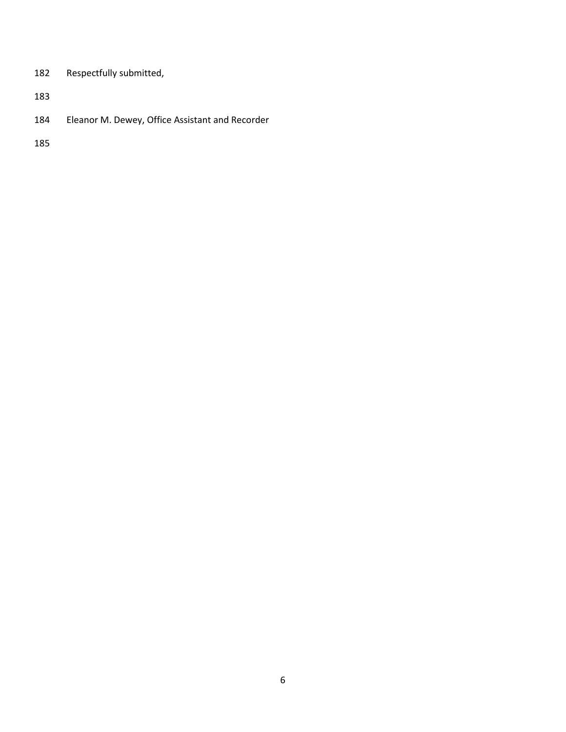Respectfully submitted,

Eleanor M. Dewey, Office Assistant and Recorder